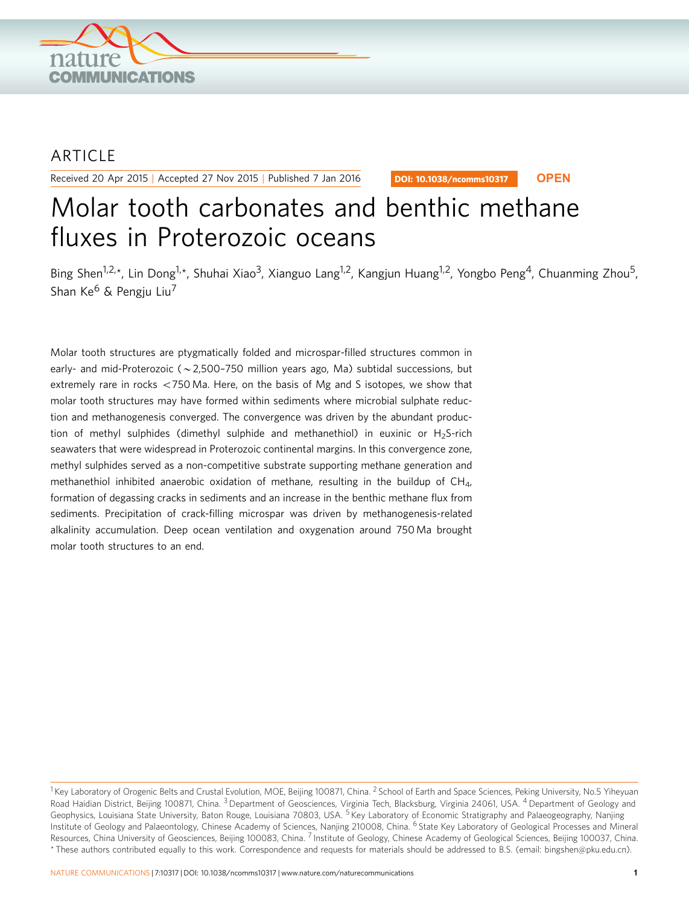ARTICLE

Received 20 Apr 2015 | Accepted 27 Nov 2015 | Published 7 Jan 2016

DOI: 10.1038/ncomms10317 **OPEN**

# Molar tooth carbonates and benthic methane fluxes in Proterozoic oceans

Bing Shen[1,2,*], Lin Dong[1,*], Shuhai Xiao[3], Xianguo Lang[1,2], Kangjun Huang[1,2], Yongbo Peng[4], Chuanming Zhou[5], Shan Ke[6] & Pengju Liu[7]

Molar tooth structures are ptygmatically folded and microspar-filled structures common in early- and mid-Proterozoic (~2,500–750 million years ago, Ma) subtidal successions, but extremely rare in rocks <750 Ma. Here, on the basis of Mg and S isotopes, we show that molar tooth structures may have formed within sediments where microbial sulphate reduction and methanogenesis converged. The convergence was driven by the abundant production of methyl sulphides (dimethyl sulphide and methanethiol) in euxinic or $H_2S$-rich seawaters that were widespread in Proterozoic continental margins. In this convergence zone, methyl sulphides served as a non-competitive substrate supporting methane generation and methanethiol inhibited anaerobic oxidation of methane, resulting in the buildup of $CH_4$, formation of degassing cracks in sediments and an increase in the benthic methane flux from sediments. Precipitation of crack-filling microspar was driven by methanogenesis-related alkalinity accumulation. Deep ocean ventilation and oxygenation around 750 Ma brought molar tooth structures to an end.

[1] Key Laboratory of Orogenic Belts and Crustal Evolution, MOE, Beijing 100871, China. [2] School of Earth and Space Sciences, Peking University, No.5 Yiheyuan Road Haidian District, Beijing 100871, China. [3] Department of Geosciences, Virginia Tech, Blacksburg, Virginia 24061, USA. [4] Department of Geology and Geophysics, Louisiana State University, Baton Rouge, Louisiana 70803, USA. [5] Key Laboratory of Economic Stratigraphy and Palaeogeography, Nanjing Institute of Geology and Palaeontology, Chinese Academy of Sciences, Nanjing 210008, China. [6] State Key Laboratory of Geological Processes and Mineral Resources, China University of Geosciences, Beijing 100083, China. [7] Institute of Geology, Chinese Academy of Geological Sciences, Beijing 100037, China. * These authors contributed equally to this work. Correspondence and requests for materials should be addressed to B.S. (email: bingshen@pku.edu.cn).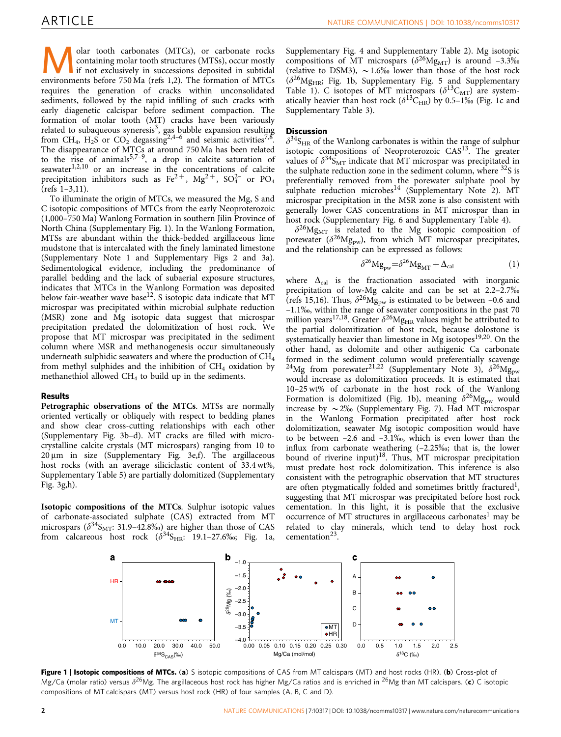Molar tooth carbonates (MTCs), or carbonate rocks containing molar tooth structures (MTSs), occur mostly if not exclusively in successions deposited in subtidal environments before 750 Ma (refs 1,2). The formation of MTCs requires the generation of cracks within unconsolidated sediments, followed by the rapid infilling of such cracks with early diagenetic calcispar before sediment compaction. The formation of molar tooth (MT) cracks have been variously related to subaqueous syneresis[3], gas bubble expansion resulting from $CH_4$, $H_2S$ or $CO_2$ degassing[2,4–6] and seismic activities[7,8]. The disappearance of MTCs at around 750 Ma has been related to the rise of animals[5,7–9], a drop in calcite saturation of seawater[1,2,10] or an increase in the concentrations of calcite precipitation inhibitors such as $Fe^{2+}$, $Mg^{2+}$, $SO_4^{2-}$ or $PO_4$ (refs 1–3,11).

To illuminate the origin of MTCs, we measured the Mg, S and C isotopic compositions of MTCs from the early Neoproterozoic (1,000–750 Ma) Wanlong Formation in southern Jilin Province of North China (Supplementary Fig. 1). In the Wanlong Formation, MTSs are abundant within the thick-bedded argillaceous lime mudstone that is intercalated with the finely laminated limestone (Supplementary Note 1 and Supplementary Figs 2 and 3a). Sedimentological evidence, including the predominance of parallel bedding and the lack of subaerial exposure structures, indicates that MTCs in the Wanlong Formation was deposited below fair-weather wave base[12]. S isotopic data indicate that MT microspar was precipitated within microbial sulphate reduction (MSR) zone and Mg isotopic data suggest that microspar precipitation predated the dolomitization of host rock. We propose that MT microspar was precipitated in the sediment column where MSR and methanogenesis occur simultaneously underneath sulphidic seawaters and where the production of $CH_4$ from methyl sulphides and the inhibition of $CH_4$ oxidation by methanethiol allowed $CH_4$ to build up in the sediments.

## Results

**Petrographic observations of the MTCs**. MTSs are normally oriented vertically or obliquely with respect to bedding planes and show clear cross-cutting relationships with each other (Supplementary Fig. 3b–d). MT cracks are filled with micro-crystalline calcite crystals (MT microspars) ranging from 10 to 20 μm in size (Supplementary Fig. 3e,f). The argillaceous host rocks (with an average siliciclastic content of 33.4 wt%, Supplementary Table 5) are partially dolomitized (Supplementary Fig. 3g,h).

**Isotopic compositions of the MTCs**. Sulphur isotopic values of carbonate-associated sulphate (CAS) extracted from MT microspars ($\delta^{34}S_{MT}$: 31.9–42.8‰) are higher than those of CAS from calcareous host rock ($\delta^{34}S_{HR}$: 19.1–27.6‰; Fig. 1a, Supplementary Fig. 4 and Supplementary Table 2). Mg isotopic compositions of MT microspars ($\delta^{26}Mg_{MT}$) is around −3.3‰ (relative to DSM3), ~1.6‰ lower than those of the host rock ($\delta^{26}Mg_{HR}$; Fig. 1b, Supplementary Fig. 5 and Supplementary Table 1). C isotopes of MT microspars ($\delta^{13}C_{MT}$) are systematically heavier than host rock ($\delta^{13}C_{HR}$) by 0.5–1‰ (Fig. 1c and Supplementary Table 3).

## Discussion

$\delta^{34}S_{HR}$ of the Wanlong carbonates is within the range of sulphur isotopic compositions of Neoproterozoic CAS[13]. The greater values of $\delta^{34}S_{MT}$ indicate that MT microspar was precipitated in the sulphate reduction zone in the sediment column, where $^{32}S$ is preferentially removed from the porewater sulphate pool by sulphate reduction microbes[14] (Supplementary Note 2). MT microspar precipitation in the MSR zone is also consistent with generally lower CAS concentrations in MT microspar than in host rock (Supplementary Fig. 6 and Supplementary Table 4).

$\delta^{26}Mg_{MT}$ is related to the Mg isotopic composition of porewater ($\delta^{26}Mg_{pw}$), from which MT microspar precipitates, and the relationship can be expressed as follows:

$$\delta^{26}Mg_{pw} = \delta^{26}Mg_{MT} + \Delta_{cal} \tag{1}$$

where $\Delta_{cal}$ is the fractionation associated with inorganic precipitation of low-Mg calcite and can be set at 2.2–2.7‰ (refs 15,16). Thus, $\delta^{26}Mg_{pw}$ is estimated to be between −0.6 and −1.1‰, within the range of seawater compositions in the past 70 million years[17,18]. Greater $\delta^{26}Mg_{HR}$ values might be attributed to the partial dolomitization of host rock, because dolostone is systematically heavier than limestone in Mg isotopes[19,20]. On the other hand, as dolomite and other authigenic Ca carbonate formed in the sediment column would preferentially scavenge $^{24}Mg$ from porewater[21,22] (Supplementary Note 3), $\delta^{26}Mg_{pw}$ would increase as dolomitization proceeds. It is estimated that 10–25 wt% of carbonate in the host rock of the Wanlong Formation is dolomitized (Fig. 1b), meaning $\delta^{26}Mg_{pw}$ would increase by ~2‰ (Supplementary Fig. 7). Had MT microspar in the Wanlong Formation precipitated after host rock dolomitization, seawater Mg isotopic composition would have to be between −2.6 and −3.1‰, which is even lower than the influx from carbonate weathering (−2.25‰; that is, the lower bound of riverine input)[18]. Thus, MT microspar precipitation must predate host rock dolomitization. This inference is also consistent with the petrographic observation that MT structures are often ptygmatically folded and sometimes brittly fractured[1], suggesting that MT microspar was precipitated before host rock cementation. In this light, it is possible that the exclusive occurrence of MT structures in argillaceous carbonates[1] may be related to clay minerals, which tend to delay host rock cementation[23].

**Figure 1 | Isotopic compositions of MTCs.** (**a**) S isotopic compositions of CAS from MT calcispars (MT) and host rocks (HR). (**b**) Cross-plot of Mg/Ca (molar ratio) versus $\delta^{26}Mg$. The argillaceous host rock has higher Mg/Ca ratios and is enriched in $^{26}Mg$ than MT calcispars. (**c**) C isotopic compositions of MT calcispars (MT) versus host rock (HR) of four samples (A, B, C and D).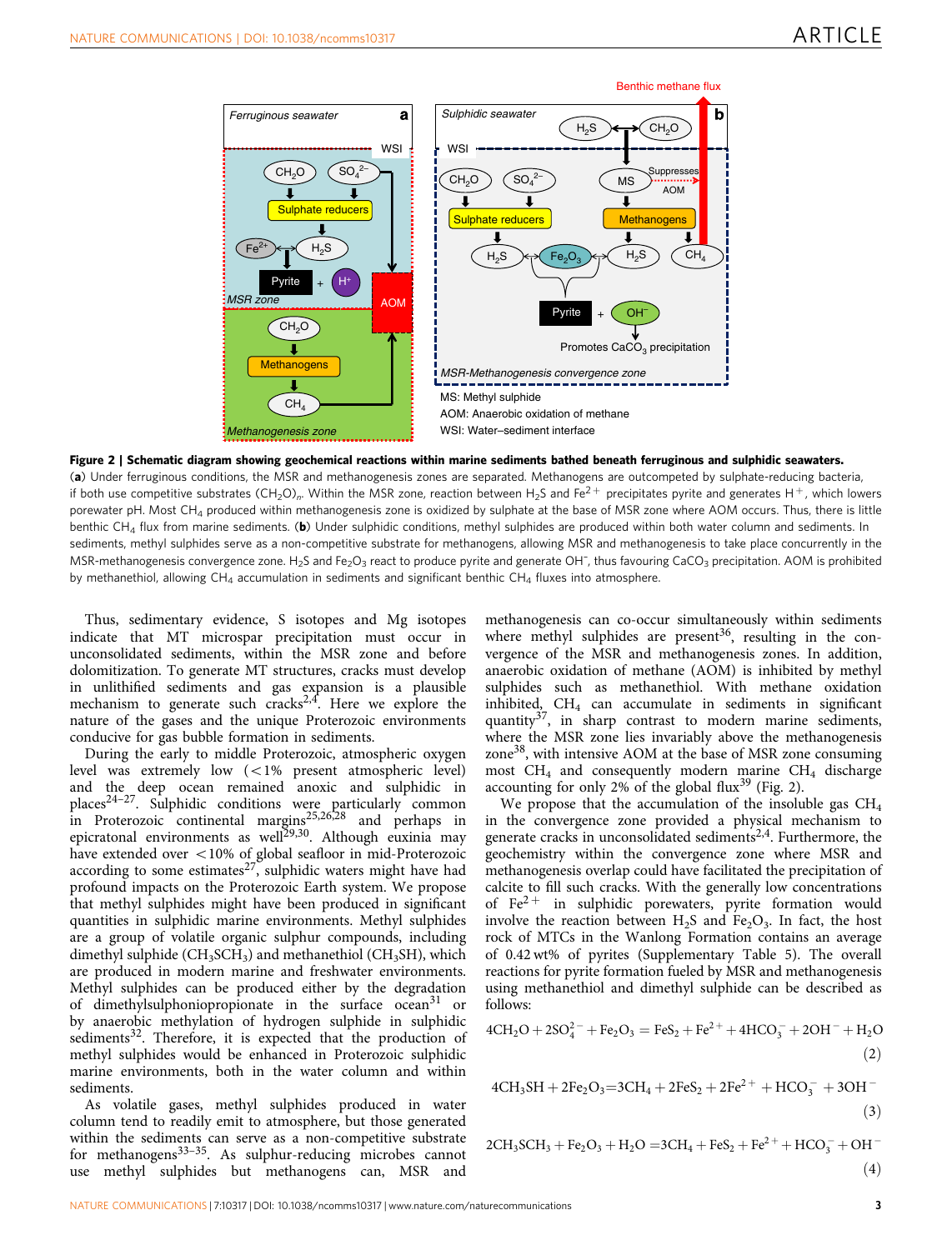**Figure 2 | Schematic diagram showing geochemical reactions within marine sediments bathed beneath ferruginous and sulphidic seawaters.** (**a**) Under ferruginous conditions, the MSR and methanogenesis zones are separated. Methanogens are outcompeted by sulphate-reducing bacteria, if both use competitive substrates $(CH_2O)_n$. Within the MSR zone, reaction between $H_2S$ and $Fe^{2+}$ precipitates pyrite and generates $H^+$, which lowers porewater pH. Most $CH_4$ produced within methanogenesis zone is oxidized by sulphate at the base of MSR zone where AOM occurs. Thus, there is little benthic $CH_4$ flux from marine sediments. (**b**) Under sulphidic conditions, methyl sulphides are produced within both water column and sediments. In sediments, methyl sulphides serve as a non-competitive substrate for methanogens, allowing MSR and methanogenesis to take place concurrently in the MSR-methanogenesis convergence zone. $H_2S$ and $Fe_2O_3$ react to produce pyrite and generate $OH^-$, thus favouring $CaCO_3$ precipitation. AOM is prohibited by methanethiol, allowing $CH_4$ accumulation in sediments and significant benthic $CH_4$ fluxes into atmosphere.

Thus, sedimentary evidence, S isotopes and Mg isotopes indicate that MT microspar precipitation must occur in unconsolidated sediments, within the MSR zone and before dolomitization. To generate MT structures, cracks must develop in unlithified sediments and gas expansion is a plausible mechanism to generate such cracks[2,4]. Here we explore the nature of the gases and the unique Proterozoic environments conducive for gas bubble formation in sediments.

During the early to middle Proterozoic, atmospheric oxygen level was extremely low (<1% present atmospheric level) and the deep ocean remained anoxic and sulphidic in places[24–27]. Sulphidic conditions were particularly common in Proterozoic continental margins[25,26,28] and perhaps in epicratonal environments as well[29,30]. Although euxinia may have extended over <10% of global seafloor in mid-Proterozoic according to some estimates[27], sulphidic waters might have had profound impacts on the Proterozoic Earth system. We propose that methyl sulphides might have been produced in significant quantities in sulphidic marine environments. Methyl sulphides are a group of volatile organic sulphur compounds, including dimethyl sulphide ($CH_3SCH_3$) and methanethiol ($CH_3SH$), which are produced in modern marine and freshwater environments. Methyl sulphides can be produced either by the degradation of dimethylsulphoniopropionate in the surface ocean[31] or by anaerobic methylation of hydrogen sulphide in sulphidic sediments[32]. Therefore, it is expected that the production of methyl sulphides would be enhanced in Proterozoic sulphidic marine environments, both in the water column and within sediments.

As volatile gases, methyl sulphides produced in water column tend to readily emit to atmosphere, but those generated within the sediments can serve as a non-competitive substrate for methanogens[33–35]. As sulphur-reducing microbes cannot use methyl sulphides but methanogens can, MSR and methanogenesis can co-occur simultaneously within sediments where methyl sulphides are present[36], resulting in the convergence of the MSR and methanogenesis zones. In addition, anaerobic oxidation of methane (AOM) is inhibited by methyl sulphides such as methanethiol. With methane oxidation inhibited, $CH_4$ can accumulate in sediments in significant quantity[37], in sharp contrast to modern marine sediments, where the MSR zone lies invariably above the methanogenesis zone[38], with intensive AOM at the base of MSR zone consuming most $CH_4$ and consequently modern marine $CH_4$ discharge accounting for only 2% of the global flux[39] (Fig. 2).

We propose that the accumulation of the insoluble gas $CH_4$ in the convergence zone provided a physical mechanism to generate cracks in unconsolidated sediments[2,4]. Furthermore, the geochemistry within the convergence zone where MSR and methanogenesis overlap could have facilitated the precipitation of calcite to fill such cracks. With the generally low concentrations of $Fe^{2+}$ in sulphidic porewaters, pyrite formation would involve the reaction between $H_2S$ and $Fe_2O_3$. In fact, the host rock of MTCs in the Wanlong Formation contains an average of 0.42 wt% of pyrites (Supplementary Table 5). The overall reactions for pyrite formation fueled by MSR and methanogenesis using methanethiol and dimethyl sulphide can be described as follows:

$$4CH_2O + 2SO_4^{2-} + Fe_2O_3 = FeS_2 + Fe^{2+} + 4HCO_3^- + 2OH^- + H_2O \tag{2}$$

$$4CH_3SH + 2Fe_2O_3 = 3CH_4 + 2FeS_2 + 2Fe^{2+} + HCO_3^- + 3OH^- \tag{3}$$

$$2CH_3SCH_3 + Fe_2O_3 + H_2O = 3CH_4 + FeS_2 + Fe^{2+} + HCO_3^- + OH^- \tag{4}$$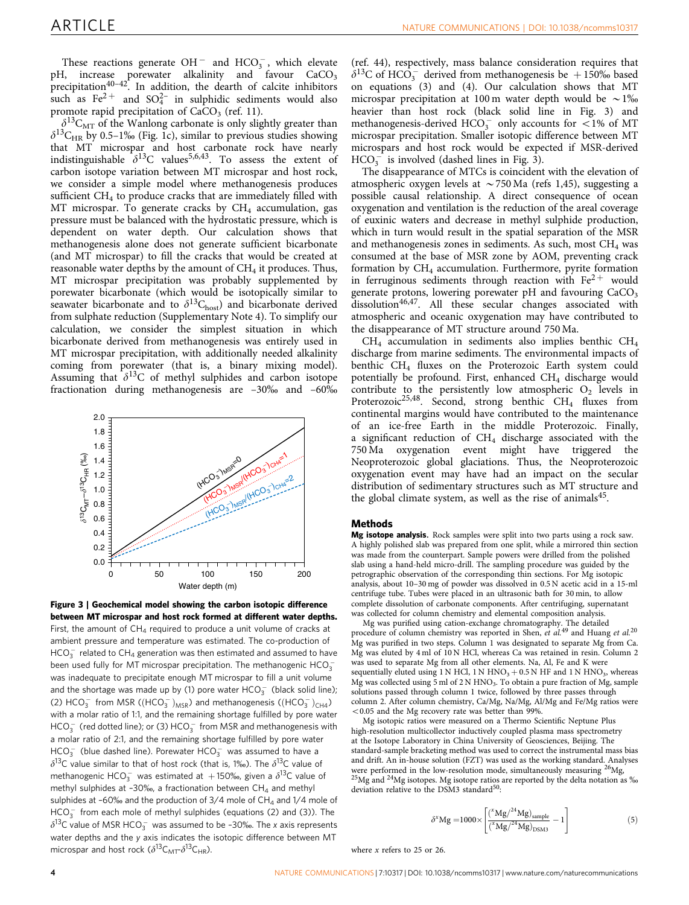These reactions generate $OH^-$ and $HCO_3^-$, which elevate pH, increase porewater alkalinity and favour $CaCO_3$ precipitation[40–42]. In addition, the dearth of calcite inhibitors such as $Fe^{2+}$ and $SO_4^{2-}$ in sulphidic sediments would also promote rapid precipitation of $CaCO_3$ (ref. 11).

$\delta^{13}C_{MT}$ of the Wanlong carbonate is only slightly greater than $\delta^{13}C_{HR}$ by 0.5–1‰ (Fig. 1c), similar to previous studies showing that MT microspar and host carbonate rock have nearly indistinguishable $\delta^{13}C$ values[5,6,43]. To assess the extent of carbon isotope variation between MT microspar and host rock, we consider a simple model where methanogenesis produces sufficient $CH_4$ to produce cracks that are immediately filled with MT microspar. To generate cracks by $CH_4$ accumulation, gas pressure must be balanced with the hydrostatic pressure, which is dependent on water depth. Our calculation shows that methanogenesis alone does not generate sufficient bicarbonate (and MT microspar) to fill the cracks that would be created at reasonable water depths by the amount of $CH_4$ it produces. Thus, MT microspar precipitation was probably supplemented by porewater bicarbonate (which would be isotopically similar to seawater bicarbonate and to $\delta^{13}C_{host}$) and bicarbonate derived from sulphate reduction (Supplementary Note 4). To simplify our calculation, we consider the simplest situation in which bicarbonate derived from methanogenesis was entirely used in MT microspar precipitation, with additionally needed alkalinity coming from porewater (that is, a binary mixing model). Assuming that $\delta^{13}C$ of methyl sulphides and carbon isotope fractionation during methanogenesis are −30‰ and −60‰ (ref. 44), respectively, mass balance consideration requires that $\delta^{13}C$ of $HCO_3^-$ derived from methanogenesis be +150‰ based on equations (3) and (4). Our calculation shows that MT microspar precipitation at 100 m water depth would be ~1‰ heavier than host rock (black solid line in Fig. 3) and methanogenesis-derived $HCO_3^-$ only accounts for <1% of MT microspar precipitation. Smaller isotopic difference between MT microspars and host rock would be expected if MSR-derived $HCO_3^-$ is involved (dashed lines in Fig. 3).

**Figure 3 | Geochemical model showing the carbon isotopic difference between MT microspar and host rock formed at different water depths.** First, the amount of $CH_4$ required to produce a unit volume of cracks at ambient pressure and temperature was estimated. The co-production of $HCO_3^-$ related to $CH_4$ generation was then estimated and assumed to have been used fully for MT microspar precipitation. The methanogenic $HCO_3^-$ was inadequate to precipitate enough MT microspar to fill a unit volume and the shortage was made up by (1) pore water $HCO_3^-$ (black solid line); (2) $HCO_3^-$ from MSR ($(HCO_3^-)_{MSR}$) and methanogenesis ($(HCO_3^-)_{CH4}$) with a molar ratio of 1:1, and the remaining shortage fulfilled by pore water $HCO_3^-$ (red dotted line); or (3) $HCO_3^-$ from MSR and methanogenesis with a molar ratio of 2:1, and the remaining shortage fulfilled by pore water $HCO_3^-$ (blue dashed line). Porewater $HCO_3^-$ was assumed to have a $\delta^{13}C$ value similar to that of host rock (that is, 1‰). The $\delta^{13}C$ value of methanogenic $HCO_3^-$ was estimated at +150‰, given a $\delta^{13}C$ value of methyl sulphides at −30‰, a fractionation between $CH_4$ and methyl sulphides at −60‰ and the production of 3/4 mole of $CH_4$ and 1/4 mole of $HCO_3^-$ from each mole of methyl sulphides (equations (2) and (3)). The $\delta^{13}C$ value of MSR $HCO_3^-$ was assumed to be −30‰. The $x$ axis represents water depths and the $y$ axis indicates the isotopic difference between MT microspar and host rock ($\delta^{13}C_{MT}$-$\delta^{13}C_{HR}$).

The disappearance of MTCs is coincident with the elevation of atmospheric oxygen levels at ~750 Ma (refs 1,45), suggesting a possible causal relationship. A direct consequence of ocean oxygenation and ventilation is the reduction of the areal coverage of euxinic waters and decrease in methyl sulphide production, which in turn would result in the spatial separation of the MSR and methanogenesis zones in sediments. As such, most $CH_4$ was consumed at the base of MSR zone by AOM, preventing crack formation by $CH_4$ accumulation. Furthermore, pyrite formation in ferruginous sediments through reaction with $Fe^{2+}$ would generate protons, lowering porewater pH and favouring $CaCO_3$ dissolution[46,47]. All these secular changes associated with atmospheric and oceanic oxygenation may have contributed to the disappearance of MT structure around 750 Ma.

$CH_4$ accumulation in sediments also implies benthic $CH_4$ discharge from marine sediments. The environmental impacts of benthic $CH_4$ fluxes on the Proterozoic Earth system could potentially be profound. First, enhanced $CH_4$ discharge would contribute to the persistently low atmospheric $O_2$ levels in Proterozoic[25,48]. Second, strong benthic $CH_4$ fluxes from continental margins would have contributed to the maintenance of an ice-free Earth in the middle Proterozoic. Finally, a significant reduction of $CH_4$ discharge associated with the 750 Ma oxygenation event might have triggered the Neoproterozoic global glaciations. Thus, the Neoproterozoic oxygenation event may have had an impact on the secular distribution of sedimentary structures such as MT structure and the global climate system, as well as the rise of animals[45].

## Methods

**Mg isotope analysis.** Rock samples were split into two parts using a rock saw. A highly polished slab was prepared from one split, while a mirrored thin section was made from the counterpart. Sample powers were drilled from the polished slab using a hand-held micro-drill. The sampling procedure was guided by the petrographic observation of the corresponding thin sections. For Mg isotopic analysis, about 10–30 mg of powder was dissolved in 0.5 N acetic acid in a 15-ml centrifuge tube. Tubes were placed in an ultrasonic bath for 30 min, to allow complete dissolution of carbonate components. After centrifuging, supernatant was collected for column chemistry and elemental composition analysis.

Mg was purified using cation-exchange chromatography. The detailed procedure of column chemistry was reported in Shen, *et al.*[49] and Huang *et al.*[20] Mg was purified in two steps. Column 1 was designated to separate Mg from Ca. Mg was eluted by 4 ml of 10 N HCl, whereas Ca was retained in resin. Column 2 was used to separate Mg from all other elements. Na, Al, Fe and K were sequentially eluted using 1 N HCl, 1 N $HNO_3$ + 0.5 N HF and 1 N $HNO_3$, whereas Mg was collected using 5 ml of 2 N $HNO_3$. To obtain a pure fraction of Mg, sample solutions passed through column 1 twice, followed by three passes through column 2. After column chemistry, Ca/Mg, Na/Mg, Al/Mg and Fe/Mg ratios were <0.05 and the Mg recovery rate was better than 99%.

Mg isotopic ratios were measured on a Thermo Scientific Neptune Plus high-resolution multicollector inductively coupled plasma mass spectrometry at the Isotope Laboratory in China University of Geosciences, Beijing. The standard-sample bracketing method was used to correct the instrumental mass bias and drift. An in-house solution (FZT) was used as the working standard. Analyses were performed in the low-resolution mode, simultaneously measuring $^{26}Mg$, $^{25}Mg$ and $^{24}Mg$ isotopes. Mg isotope ratios are reported by the delta notation as ‰ deviation relative to the DSM3 standard[50]:

$$\delta^{x}Mg = 1000 \times \left[ \frac{(^{x}Mg/^{24}Mg)_{sample}}{(^{x}Mg/^{24}Mg)_{DSM3}} - 1 \right] \quad (5)$$

where $x$ refers to 25 or 26.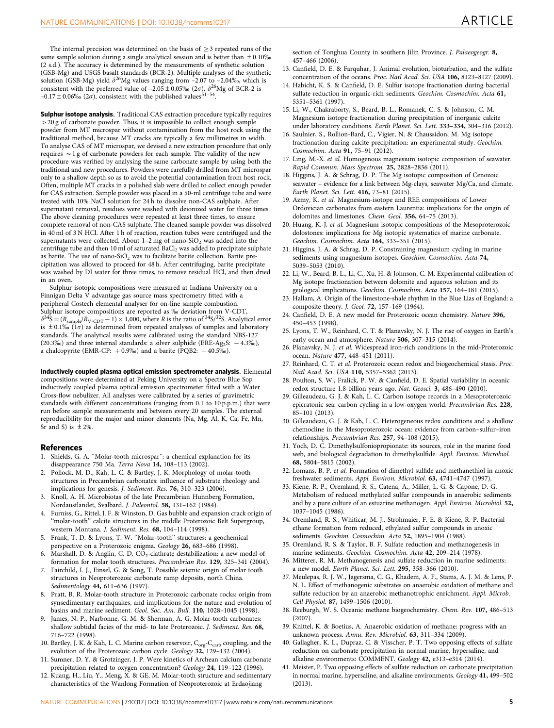The internal precision was determined on the basis of ≥3 repeated runs of the same sample solution during a single analytical session and is better than ±0.10‰ (2 s.d.). The accuracy is determined by the measurements of synthetic solution (GSB-Mg) and USGS basalt standards (BCR-2). Multiple analyses of the synthetic solution (GSB-Mg) yield $\delta^{26}$Mg values ranging from −2.07 to −2.04‰, which is consistent with the preferred value of −2.05 ± 0.05‰ (2σ). $\delta^{26}$Mg of BCR-2 is −0.17 ± 0.06‰ (2σ), consistent with the published values[51–54].

**Sulphur isotope analysis.** Traditional CAS extraction procedure typically requires >20 g of carbonate powder. Thus, it is impossible to collect enough sample powder from MT microspar without contamination from the host rock using the traditional method, because MT cracks are typically a few millimetres in width. To analyse CAS of MT microspar, we devised a new extraction procedure that only requires ~1 g of carbonate powders for each sample. The validity of the new procedure was verified by analysing the same carbonate sample by using both the traditional and new procedures. Powders were carefully drilled from MT microspar only to a shallow depth so as to avoid the potential contamination from host rock. Often, multiple MT cracks in a polished slab were drilled to collect enough powder for CAS extraction. Sample powder was placed in a 50-ml centrifuge tube and were treated with 10% NaCl solution for 24 h to dissolve non-CAS sulphate. After supernatant removal, residues were washed with deionized water for three times. The above cleaning procedures were repeated at least three times, to ensure complete removal of non-CAS sulphate. The cleaned sample powder was dissolved in 40 ml of 3 N HCl. After 1 h of reaction, reaction tubes were centrifuged and the supernatants were collected. About 1–2 mg of nano-$SiO_2$ was added into the centrifuge tube and then 10 ml of saturated $BaCl_2$ was added to precipitate sulphate as barite. The use of nano-$SiO_2$ was to facilitate barite collection. Barite precipitation was allowed to proceed for 48 h. After centrifuging, barite precipitate was washed by DI water for three times, to remove residual HCl, and then dried in an oven.

Sulphur isotopic compositions were measured at Indiana University on a Finnigan Delta V advantage gas source mass spectrometry fitted with a peripheral Costech elemental analyser for on-line sample combustion. Sulphur isotope compositions are reported as ‰ deviation from V-CDT, $\delta^{34}S = (R_{sample}/R_{V\text{-}CDT} - 1) \times 1{,}000$, where $R$ is the ratio of $^{34}S/^{32}S$. Analytical error is ±0.1‰ (1σ) as determined from repeated analyses of samples and laboratory standards. The analytical results were calibrated using the standard NBS-127 (20.3‰) and three internal standards: a silver sulphide (ERE-$Ag_2S$: −4.3‰), a chalcopyrite (EMR-CP: +0.9‰) and a barite (PQB2: +40.5‰).

**Inductively coupled plasma optical emission spectrometer analysis.** Elemental compositions were determined at Peking University on a Spectro Blue Sop inductively coupled plasma optical emission spectrometer fitted with a Water Cross-flow nebulizer. All analyses were calibrated by a series of gravimetric standards with different concentrations (ranging from 0.1 to 10 p.p.m.) that were run before sample measurements and between every 20 samples. The external reproducibility for the major and minor elements (Na, Mg, Al, K, Ca, Fe, Mn, Sr and S) is ±2%.

## References

1. Shields, G. A. "Molar-tooth microspar": a chemical explanation for its disappearance 750 Ma. *Terra Nova* **14,** 108–113 (2002).
2. Pollock, M. D., Kah, L. C. & Bartley, J. K. Morphology of molar-tooth structures in Precambrian carbonates: influence of substrate rheology and implications for genesis. *J. Sediment. Res.* **76,** 310–323 (2006).
3. Knoll, A. H. Microbiotas of the late Precambrian Hunnberg Formation, Nordaustlandet, Svalbard. *J. Paleontol.* **58,** 131–162 (1984).
4. Furniss, G., Rittel, J. F. & Winston, D. Gas bubble and expansion crack origin of "molar-tooth" calcite structures in the middle Proterozoic Belt Supergroup, western Montana. *J. Sediment. Res.* **68,** 104–114 (1998).
5. Frank, T. D. & Lyons, T. W. "Molar-tooth" structures: a geochemical perspective on a Proterozoic enigma. *Geology* **26,** 683–686 (1998).
6. Marshall, D. & Anglin, C. D. $CO_2$-clathrate destabilization: a new model of formation for molar tooth structures. *Precambrian Res.* **129,** 325–341 (2004).
7. Fairchild, I. J., Einsel, G. & Song, T. Possible seismic origin of molar tooth structures in Neoproterozoic carbonate ramp deposits, north China. *Sedimentology* **44,** 611–636 (1997).
8. Pratt, B. R. Molar-tooth structure in Proterozoic carbonate rocks: origin from synsedimentary earthquakes, and implications for the nature and evolution of basins and marine sediment. *Geol. Soc. Am. Bull.* **110,** 1028–1045 (1998).
9. James, N. P., Narbonne, G. M. & Sherman, A. G. Molar-tooth carbonates: shallow subtidal facies of the mid- to late Proterozoic. *J. Sediment. Res.* **68,** 716–722 (1998).
10. Bartley, J. K. & Kah, L. C. Marine carbon reservoir, $C_{org}$-$C_{carb}$ coupling, and the evolution of the Proterozoic carbon cycle. *Geology* **32,** 129–132 (2004).
11. Sumner, D. Y. & Grotzinger, J. P. Were kinetics of Archean calcium carbonate precipitation related to oxygen concentration? *Geology* **24,** 119–122 (1996).
12. Kuang, H., Liu, Y., Meng, X. & GE, M. Molar-tooth structure and sedimentary characteristics of the Wanlong Formation of Neoproterozoic at Erdaojiang section of Tonghua County in southern Jilin Province. *J. Palaeogeogr.* **8,** 457–466 (2006).
13. Canfield, D. E. & Farquhar, J. Animal evolution, bioturbation, and the sulfate concentration of the oceans. *Proc. Natl Acad. Sci. USA* **106,** 8123–8127 (2009).
14. Habicht, K. S. & Canfield, D. E. Sulfur isotope fractionation during bacterial sulfate reduction in organic-rich sediments. *Geochim. Cosmochim. Acta* **61,** 5351–5361 (1997).
15. Li, W., Chakraborty, S., Beard, B. L., Romanek, C. S. & Johnson, C. M. Magnesium isotope fractionation during precipitation of inorganic calcite under laboratory conditions. *Earth Planet. Sci. Lett.* **333–334,** 304–316 (2012).
16. Saulnier, S., Rollion-Bard, C., Vigier, N. & Chaussidon, M. Mg isotope fractionation during calcite precipitation: an experimental study. *Geochim. Cosmochim. Acta* **91,** 75–91 (2012).
17. Ling, M.-X. *et al.* Homogenous magnesium isotopic composition of seawater. *Rapid Commun. Mass Spectrom.* **25,** 2828–2836 (2011).
18. Higgins, J. A. & Schrag, D. P. The Mg isotopic composition of Cenozoic seawater – evidence for a link between Mg-clays, seawater Mg/Ca, and climate. *Earth Planet. Sci. Lett.* **416,** 73–81 (2015).
19. Azmy, K. *et al.* Magnesium-isotope and REE compositions of Lower Ordovician carbonates from eastern Laurentia: implications for the origin of dolomites and limestones. *Chem. Geol.* **356,** 64–75 (2013).
20. Huang, K.-J. *et al.* Magnesium isotopic compositions of the Mesoproterozoic dolostones: implications for Mg isotopic systematics of marine carbonate. *Geochim. Cosmochim. Acta* **164,** 333–351 (2015).
21. Higgins, J. A. & Schrag, D. P. Constraining magnesium cycling in marine sediments using magnesium isotopes. *Geochim. Cosmochim. Acta* **74,** 5039–5053 (2010).
22. Li, W., Beard, B. L., Li, C., Xu, H. & Johnson, C. M. Experimental calibration of Mg isotope fractionation between dolomite and aqueous solution and its geological implications. *Geochim. Cosmochim. Acta* **157,** 164–181 (2015).
23. Hallam, A. Origin of the limestone-shale rhythm in the Blue Lias of England: a composite theory. *J. Geol.* **72,** 157–169 (1964).
24. Canfield, D. E. A new model for Proterozoic ocean chemistry. *Nature* **396,** 450–453 (1998).
25. Lyons, T. W., Reinhard, C. T. & Planavsky, N. J. The rise of oxygen in Earth's early ocean and atmosphere. *Nature* **506,** 307–315 (2014).
26. Planavsky, N. J. *et al.* Widespread iron-rich conditions in the mid-Proterozoic ocean. *Nature* **477,** 448–451 (2011).
27. Reinhard, C. T. *et al.* Proterozoic ocean redox and biogeochemical stasis. *Proc. Natl Acad. Sci. USA* **110,** 5357–5362 (2013).
28. Poulton, S. W., Fralick, P. W. & Canfield, D. E. Spatial variability in oceanic redox structure 1.8 billion years ago. *Nat. Geosci.* **3,** 486–490 (2010).
29. Gilleaudeau, G. J. & Kah, L. C. Carbon isotope records in a Mesoproterozoic epicratonic sea: carbon cycling in a low-oxygen world. *Precambrian Res.* **228,** 85–101 (2013).
30. Gilleaudeau, G. J. & Kah, L. C. Heterogeneous redox conditions and a shallow chemocline in the Mesoproterozoic ocean: evidence from carbon–sulfur–iron relationships. *Precambrian Res.* **257,** 94–108 (2015).
31. Yoch, D. C. Dimethylsulfoniopropionate: its sources, role in the marine food web, and biological degradation to dimethylsulfide. *Appl. Environ. Microbiol.* **68,** 5804–5815 (2002).
32. Lomans, B. P. *et al.* Formation of dimethyl sulfide and methanethiol in anoxic freshwater sediments. *Appl. Environ. Microbiol.* **63,** 4741–4747 (1997).
33. Kiene, R. P., Oremland, R. S., Catena, A., Miller, L. G. & Capone, D. G. Metabolism of reduced methylated sulfur compounds in anaerobic sediments and by a pure culture of an estuarine methanogen. *Appl. Environ. Microbiol.* **52,** 1037–1045 (1986).
34. Oremland, R. S., Whiticar, M. J., Strohmaier, F. E. & Kiene, R. P. Bacterial ethane formation from reduced, ethylated sulfur compounds in anoxic sediments. *Geochim. Cosmochim. Acta* **52,** 1895–1904 (1988).
35. Oremland, R. S. & Taylor, B. F. Sulfate reduction and methanogenesis in marine sediments. *Geochim. Cosmochim. Acta* **42,** 209–214 (1978).
36. Mitterer, R. M. Methanogenesis and sulfate reduction in marine sediments: a new model. *Earth Planet. Sci. Lett.* **295,** 358–366 (2010).
37. Meulepas, R. J. W., Jagersma, C. G., Khadem, A. F., Stams, A. J. M. & Lens, P. N. L. Effect of methanogenic substrates on anaerobic oxidation of methane and sulfate reduction by an anaerobic methanotrophic enrichment. *Appl. Microb. Cell Physiol.* **87,** 1499–1506 (2010).
38. Reeburgh, W. S. Oceanic methane biogeochemistry. *Chem. Rev.* **107,** 486–513 (2007).
39. Knittel, K. & Boetius, A. Anaerobic oxidation of methane: progress with an unknown process. *Annu. Rev. Microbiol.* **63,** 311–334 (2009).
40. Gallagher, K. L., Dupraz, C. & Visscher, P. T. Two opposing effects of sulfate reduction on carbonate precipitation in normal marine, hypersaline, and alkaline environments: COMMENT. *Geology* **42,** e313–e314 (2014).
41. Meister, P. Two opposing effects of sulfate reduction on carbonate precipitation in normal marine, hypersaline, and alkaline environments. *Geology* **41,** 499–502 (2013).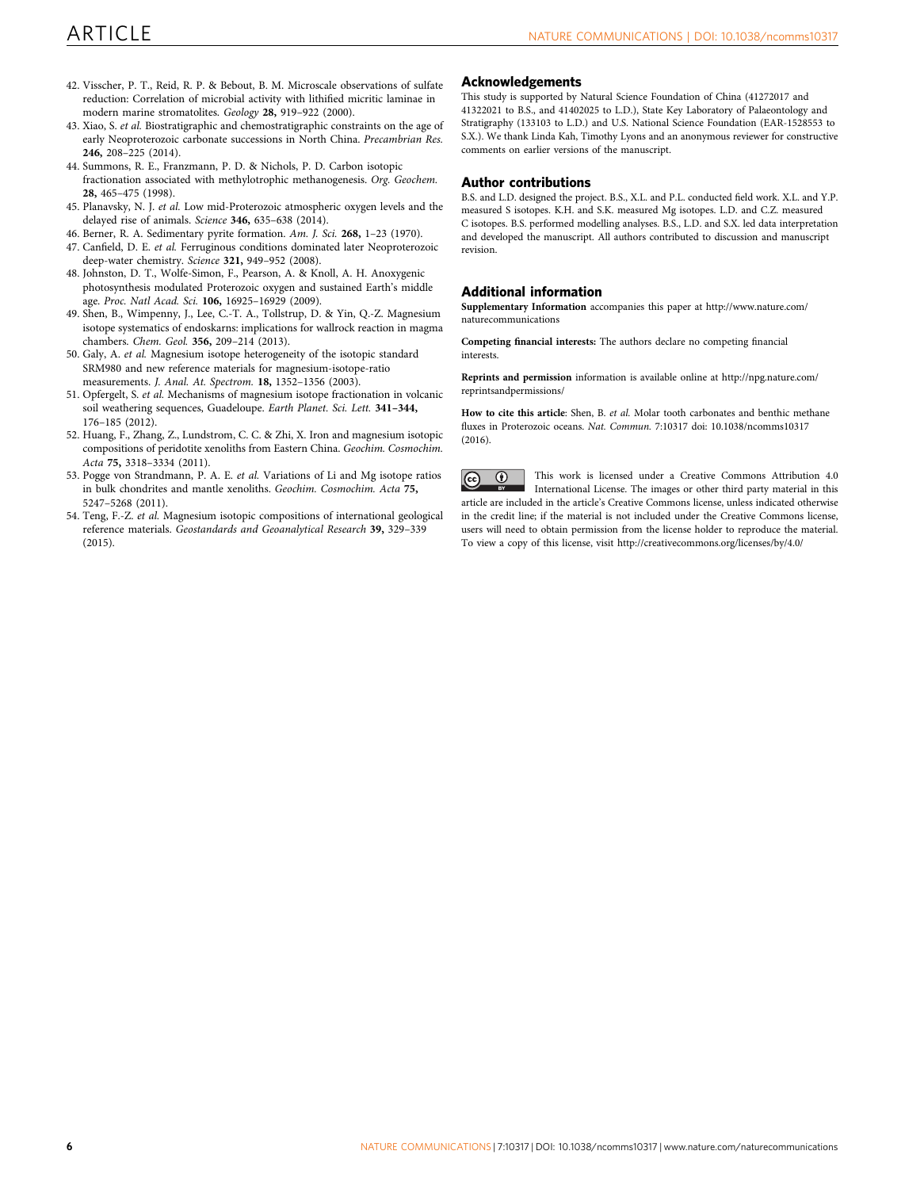42. Visscher, P. T., Reid, R. P. & Bebout, B. M. Microscale observations of sulfate reduction: Correlation of microbial activity with lithified micritic laminae in modern marine stromatolites. *Geology* **28,** 919–922 (2000).
43. Xiao, S. *et al.* Biostratigraphic and chemostratigraphic constraints on the age of early Neoproterozoic carbonate successions in North China. *Precambrian Res.* **246,** 208–225 (2014).
44. Summons, R. E., Franzmann, P. D. & Nichols, P. D. Carbon isotopic fractionation associated with methylotrophic methanogenesis. *Org. Geochem.* **28,** 465–475 (1998).
45. Planavsky, N. J. *et al.* Low mid-Proterozoic atmospheric oxygen levels and the delayed rise of animals. *Science* **346,** 635–638 (2014).
46. Berner, R. A. Sedimentary pyrite formation. *Am. J. Sci.* **268,** 1–23 (1970).
47. Canfield, D. E. *et al.* Ferruginous conditions dominated later Neoproterozoic deep-water chemistry. *Science* **321,** 949–952 (2008).
48. Johnston, D. T., Wolfe-Simon, F., Pearson, A. & Knoll, A. H. Anoxygenic photosynthesis modulated Proterozoic oxygen and sustained Earth's middle age. *Proc. Natl Acad. Sci.* **106,** 16925–16929 (2009).
49. Shen, B., Wimpenny, J., Lee, C.-T. A., Tollstrup, D. & Yin, Q.-Z. Magnesium isotope systematics of endoskarns: implications for wallrock reaction in magma chambers. *Chem. Geol.* **356,** 209–214 (2013).
50. Galy, A. *et al.* Magnesium isotope heterogeneity of the isotopic standard SRM980 and new reference materials for magnesium-isotope-ratio measurements. *J. Anal. At. Spectrom.* **18,** 1352–1356 (2003).
51. Opfergelt, S. *et al.* Mechanisms of magnesium isotope fractionation in volcanic soil weathering sequences, Guadeloupe. *Earth Planet. Sci. Lett.* **341–344,** 176–185 (2012).
52. Huang, F., Zhang, Z., Lundstrom, C. C. & Zhi, X. Iron and magnesium isotopic compositions of peridotite xenoliths from Eastern China. *Geochim. Cosmochim. Acta* **75,** 3318–3334 (2011).
53. Pogge von Strandmann, P. A. E. *et al.* Variations of Li and Mg isotope ratios in bulk chondrites and mantle xenoliths. *Geochim. Cosmochim. Acta* **75,** 5247–5268 (2011).
54. Teng, F.-Z. *et al.* Magnesium isotopic compositions of international geological reference materials. *Geostandards and Geoanalytical Research* **39,** 329–339 (2015).

## Acknowledgements

This study is supported by Natural Science Foundation of China (41272017 and 41322021 to B.S., and 41402025 to L.D.), State Key Laboratory of Palaeontology and Stratigraphy (133103 to L.D.) and U.S. National Science Foundation (EAR-1528553 to S.X.). We thank Linda Kah, Timothy Lyons and an anonymous reviewer for constructive comments on earlier versions of the manuscript.

## Author contributions

B.S. and L.D. designed the project. B.S., X.L. and P.L. conducted field work. X.L. and Y.P. measured S isotopes. K.H. and S.K. measured Mg isotopes. L.D. and C.Z. measured C isotopes. B.S. performed modelling analyses. B.S., L.D. and S.X. led data interpretation and developed the manuscript. All authors contributed to discussion and manuscript revision.

## Additional information

**Supplementary Information** accompanies this paper at http://www.nature.com/naturecommunications

**Competing financial interests:** The authors declare no competing financial interests.

**Reprints and permission** information is available online at http://npg.nature.com/reprintsandpermissions/

**How to cite this article**: Shen, B. *et al.* Molar tooth carbonates and benthic methane fluxes in Proterozoic oceans. *Nat. Commun.* 7:10317 doi: 10.1038/ncomms10317 (2016).

This work is licensed under a Creative Commons Attribution 4.0 International License. The images or other third party material in this article are included in the article's Creative Commons license, unless indicated otherwise in the credit line; if the material is not included under the Creative Commons license, users will need to obtain permission from the license holder to reproduce the material. To view a copy of this license, visit http://creativecommons.org/licenses/by/4.0/